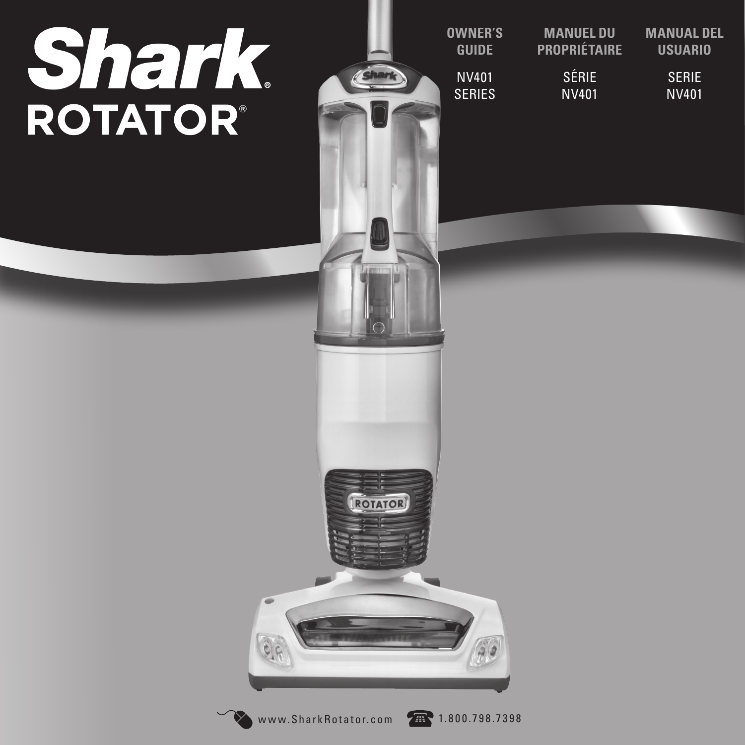# Shark® ROTATOR®

**OWNER'S GUIDE**

NV401 SERIES

**MANUEL DU PROPRIÉTAIRE**

SÉRIE NV401

**MANUAL DEL USUARIO**

SERIE NV401

www.SharkRotator.com 1.800.798.7398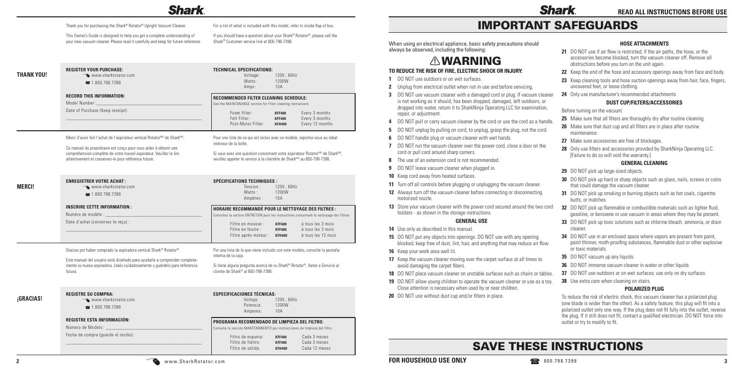# Shark

Thank you for purchasing the Shark® Rotator® Upright Vacuum Cleaner.

This Owner's Guide is designed to help you get a complete understanding of your new vacuum cleaner. Please read it carefully and keep for future reference.

For a list of what is included with this model, refer to inside flap of box.

If you should have a question about your Shark® Rotator®, please call the Shark® Customer service line at 800-798-7398.

## THANK YOU!

**REGISTER YOUR PURCHASE:**
www.sharkrotator.com
1.800.798.7398

**RECORD THIS INFORMATION:**
Model Number: ______________________
Date of Purchase (Keep receipt): ______________________

**TECHNICAL SPECIFICATIONS:**

| | |
|---|---|
| Voltage: | 120V., 60Hz |
| Watts: | 1200W |
| Amps: | 10A |

**RECOMMENDED FILTER CLEANING SCHEDULE:**
See the MAINTENANCE section for filter cleaning instructions

| | | |
|---|---|---|
| Foam filter: | **XFF400** | Every 3 months |
| Felt Filter: | **XFF400** | Every 3 months |
| Post-Motor Filter: | **XFH400** | Every 12 months |

Merci d'avoir fait l'achat de l'aspirateur vertical Rotator<sup>MD</sup> de Shark<sup>MD</sup>.

Ce manuel du propriétaire est conçu pour vous aider à obtenir une compréhension complète de votre nouvel aspirateur. Veuillez le lire attentivement et conservez-le pour référence future.

Pour une liste de ce qui est inclus avec ce modèle, reportez-vous au rabat intérieur de la boîte.

Si vous avez une question concernant votre aspirateur Rotator[MD] de Shark[MD], veuillez appeler le service à la clientèle de Shark[MD] au 800-798-7398.

## MERCI!

**ENREGISTRER VOTRE ACHAT :**
www.sharkrotator.com
1.800.798.7398

**INSCRIRE CETTE INFORMATION :**
Numéro de modèle : ______________________
Date d'achat (conservez le reçu) : ______________________

**SPÉCIFICATIONS TECHNIQUES :**

| | |
|---|---|
| Tension : | 120V., 60Hz |
| Watts : | 1200W |
| Ampères : | 10A |

**HORAIRE RECOMMANDÉ POUR LE NETTOYAGE DES FILTRES :**
Consultez la section ENTRETIEN pour les instructions concernant le nettoyage des filtres

| | | |
|---|---|---|
| Filtre en mousse : | **XFF400** | à tous les 3 mois |
| Filtre en feutre : | **XFF400** | à tous les 3 mois |
| Filtre après-moteur : | **XFH400** | à tous les 12 mois |

Gracias por haber comprado la aspiradora vertical Shark® Rotator®.

Este manual del usuario está diseñado para ayudarle a comprender completamente su nueva aspiradora. Léalo cuidadosamente y guárdelo para referencia futura.

Por una lista de lo que viene incluido con este modelo, consulte la pestaña interna de la caja.

Si tiene alguna pregunta acerca de su Shark® Rotator®, llame a Servicio al cliente de Shark® al 800-798-7398.

## ¡GRACIAS!

**REGISTRE SU COMPRA:**
www.sharkrotator.com
1.800.798.7398

**REGISTRE ESTA INFORMACIÓN:**
Número de Modelo: ______________________
Fecha de compra (guarde el recibo): ______________________

**ESPECIFICACIONES TÉCNICAS:**

| | |
|---|---|
| Voltaje: | 120V., 60Hz |
| Potencia: | 1200W |
| Amperes: | 10A |

**PROGRAMA RECOMENDADO DE LIMPIEZA DEL FILTRO:**
Consulte la sección MANTENIMIENTO por instrucciones de limpieza del filtro

| | | |
|---|---|---|
| Filtro de espuma: | **XFF400** | Cada 3 meses |
| Filtro de fieltro: | **XFF400** | Cada 3 meses |
| Filtro de salida: | **XFH400** | Cada 12 meses |

www.SharkRotator.com

# Shark

**READ ALL INSTRUCTIONS BEFORE USE**

# IMPORTANT SAFEGUARDS

When using an electrical appliance, basic safety precautions should always be observed, including the following:

## ⚠ WARNING

### TO REDUCE THE RISK OF FIRE, ELECTRIC SHOCK OR INJURY:

1. DO NOT use outdoors or on wet surfaces.
2. Unplug from electrical outlet when not in use and before servicing.
3. DO NOT use vacuum cleaner with a damaged cord or plug. If vacuum cleaner is not working as it should, has been dropped, damaged, left outdoors, or dropped into water, return it to SharkNinja Operating LLC for examination, repair, or adjustment.
4. DO NOT pull or carry vacuum cleaner by the cord or use the cord as a handle.
5. DO NOT unplug by pulling on cord; to unplug, grasp the plug, not the cord.
6. DO NOT handle plug or vacuum cleaner with wet hands.
7. DO NOT run the vacuum cleaner over the power cord, close a door on the cord or pull cord around sharp corners.
8. The use of an extension cord is not recommended.
9. DO NOT leave vacuum cleaner when plugged in.
10. Keep cord away from heated surfaces.
11. Turn off all controls before plugging or unplugging the vacuum cleaner.
12. Always turn off the vacuum cleaner before connecting or disconnecting motorized nozzle.
13. Store your vacuum cleaner with the power cord secured around the two cord holders - as shown in the storage instructions.

### GENERAL USE

14. Use only as described in this manual.
15. DO NOT put any objects into openings. DO NOT use with any opening blocked; keep free of dust, lint, hair, and anything that may reduce air flow.
16. Keep your work area well lit.
17. Keep the vacuum cleaner moving over the carpet surface at all times to avoid damaging the carpet fibers.
18. DO NOT place vacuum cleaner on unstable surfaces such as chairs or tables.
19. DO NOT allow young children to operate the vacuum cleaner or use as a toy. Close attention is necessary when used by or near children.
20. DO NOT use without dust cup and/or filters in place.

### HOSE ATTACHMENTS

21. DO NOT use if air flow is restricted; if the air paths, the hose, or the accessories become blocked, turn the vacuum cleaner off. Remove all obstructions before you turn on the unit again.
22. Keep the end of the hose and accessory openings away from face and body.
23. Keep cleaning tools and hose suction openings away from hair, face, fingers, uncovered feet, or loose clothing.
24. Only use manufacturer's recommended attachments.

### DUST CUP/FILTERS/ACCESSORIES

Before turning on the vacuum:

25. Make sure that all filters are thoroughly dry after routine cleaning.
26. Make sure that dust cup and all filters are in place after routine maintenance.
27. Make sure accessories are free of blockages.
28. Only use filters and accessories provided by SharkNinja Operating LLC. [Failure to do so will void the warranty.]

### GENERAL CLEANING

29. DO NOT pick up large-sized objects.
30. DO NOT pick up hard or sharp objects such as glass, nails, screws or coins that could damage the vacuum cleaner.
31. DO NOT pick up smoking or burning objects such as hot coals, cigarette butts, or matches.
32. DO NOT pick up flammable or combustible materials such as lighter fluid, gasoline, or kerosene or use vacuum in areas where they may be present.
33. DO NOT pick up toxic solutions such as chlorine bleach, ammonia, or drain cleaner.
34. DO NOT use in an enclosed space where vapors are present from paint, paint thinner, moth-proofing substances, flammable dust or other explosive or toxic materials.
35. DO NOT vacuum up any liquids.
36. DO NOT immerse vacuum cleaner in water or other liquids.
37. DO NOT use outdoors or on wet surfaces; use only on dry surfaces.
38. Use extra care when cleaning on stairs.

### POLARIZED PLUG

To reduce the risk of electric shock, this vacuum cleaner has a polarized plug (one blade is wider than the other). As a safety feature, this plug will fit into a polarized outlet only one way. If the plug does not fit fully into the outlet, reverse the plug. If it still does not fit, contact a qualified electrician. DO NOT force into outlet or try to modify to fit.

# SAVE THESE INSTRUCTIONS

**FOR HOUSEHOLD USE ONLY**

800.798.7398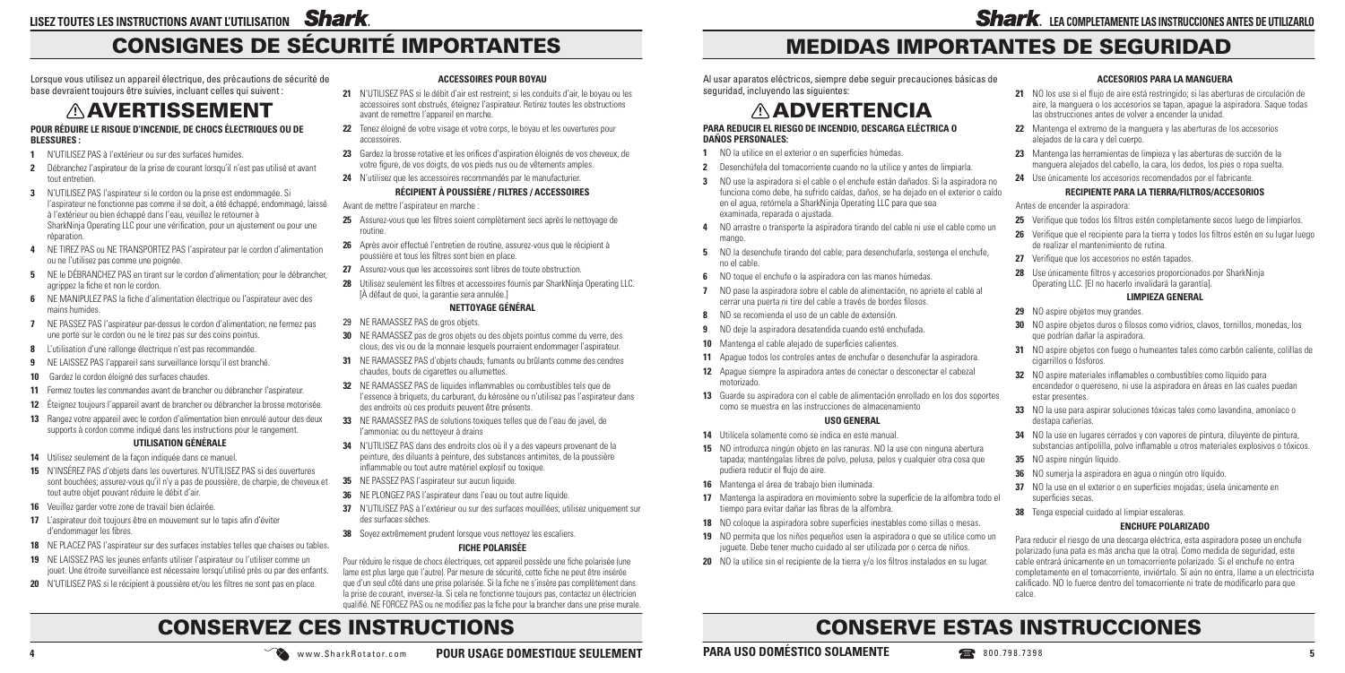# CONSIGNES DE SÉCURITÉ IMPORTANTES

Lorsque vous utilisez un appareil électrique, des précautions de sécurité de base devraient toujours être suivies, incluant celles qui suivent :

## ⚠ AVERTISSEMENT

### POUR RÉDUIRE LE RISQUE D'INCENDIE, DE CHOCS ÉLECTRIQUES OU DE BLESSURES :

1. N'UTILISEZ PAS à l'extérieur ou sur des surfaces humides.
2. Débranchez l'aspirateur de la prise de courant lorsqu'il n'est pas utilisé et avant tout entretien.
3. N'UTILISEZ PAS l'aspirateur si le cordon ou la prise est endommagée. Si l'aspirateur ne fonctionne pas comme il se doit, a été échappé, endommagé, laissé à l'extérieur ou bien échappé dans l'eau, veuillez le retourner à SharkNinja Operating LLC pour une vérification, pour un ajustement ou pour une réparation.
4. NE TIREZ PAS ou NE TRANSPORTEZ PAS l'aspirateur par le cordon d'alimentation ou ne l'utilisez pas comme une poignée.
5. NE le DÉBRANCHEZ PAS en tirant sur le cordon d'alimentation; pour le débrancher, agrippez la fiche et non le cordon.
6. NE MANIPULEZ PAS la fiche d'alimentation électrique ou l'aspirateur avec des mains humides.
7. NE PASSEZ PAS l'aspirateur par-dessus le cordon d'alimentation; ne fermez pas une porte sur le cordon ou ne le tirez pas sur des coins pointus.
8. L'utilisation d'une rallonge électrique n'est pas recommandée.
9. NE LAISSEZ PAS l'appareil sans surveillance lorsqu'il est branché.
10. Gardez le cordon éloigné des surfaces chaudes.
11. Fermez toutes les commandes avant de brancher ou débrancher l'aspirateur.
12. Éteignez toujours l'appareil avant de brancher ou débrancher la brosse motorisée.
13. Rangez votre appareil avec le cordon d'alimentation bien enroulé autour des deux supports à cordon comme indiqué dans les instructions pour le rangement.

### UTILISATION GÉNÉRALE

14. Utilisez seulement de la façon indiquée dans ce manuel.
15. N'INSÉREZ PAS d'objets dans les ouvertures. N'UTILISEZ PAS si des ouvertures sont bouchées; assurez-vous qu'il n'y a pas de poussière, de charpie, de cheveux et tout autre objet pouvant réduire le débit d'air.
16. Veuillez garder votre zone de travail bien éclairée.
17. L'aspirateur doit toujours être en mouvement sur le tapis afin d'éviter d'endommager les fibres.
18. NE PLACEZ PAS l'aspirateur sur des surfaces instables telles que chaises ou tables.
19. NE LAISSEZ PAS les jeunes enfants utiliser l'aspirateur ou l'utiliser comme un jouet. Une étroite surveillance est nécessaire lorsqu'utilisé près ou par des enfants.
20. N'UTILISEZ PAS si le récipient à poussière et/ou les filtres ne sont pas en place.

### ACCESSOIRES POUR BOYAU

21. N'UTILISEZ PAS si le débit d'air est restreint; si les conduits d'air, le boyau ou les accessoires sont obstrués, éteignez l'aspirateur. Retirez toutes les obstructions avant de remettre l'appareil en marche.
22. Tenez éloigné de votre visage et votre corps, le boyau et les ouvertures pour accessoires.
23. Gardez la brosse rotative et les orifices d'aspiration éloignés de vos cheveux, de votre figure, de vos doigts, de vos pieds nus ou de vêtements amples.
24. N'utilisez que les accessoires recommandés par le manufacturier.

### RÉCIPIENT À POUSSIÈRE / FILTRES / ACCESSOIRES

Avant de mettre l'aspirateur en marche :

25. Assurez-vous que les filtres soient complètement secs après le nettoyage de routine.
26. Après avoir effectué l'entretien de routine, assurez-vous que le récipient à poussière et tous les filtres sont bien en place.
27. Assurez-vous que les accessoires sont libres de toute obstruction.
28. Utilisez seulement les filtres et accessoires fournis par SharkNinja Operating LLC. [À défaut de quoi, la garantie sera annulée.]

### NETTOYAGE GÉNÉRAL

29. NE RAMASSEZ PAS de gros objets.
30. NE RAMASSEZ pas de gros objets ou des objets pointus comme du verre, des clous, des vis ou de la monnaie lesquels pourraient endommager l'aspirateur.
31. NE RAMASSEZ PAS d'objets chauds, fumants ou brûlants comme des cendres chaudes, bouts de cigarettes ou allumettes.
32. NE RAMASSEZ PAS de liquides inflammables ou combustibles tels que de l'essence à briquets, du carburant, du kérosène ou n'utilisez pas l'aspirateur dans des endroits où ces produits peuvent être présents.
33. NE RAMASSEZ PAS de solutions toxiques telles que de l'eau de javel, de l'ammoniac ou du nettoyeur à drains
34. N'UTILISEZ PAS dans des endroits clos où il y a des vapeurs provenant de la peinture, des diluants à peinture, des substances antimites, de la poussière inflammable ou tout autre matériel explosif ou toxique.
35. NE PASSEZ PAS l'aspirateur sur aucun liquide.
36. NE PLONGEZ PAS l'aspirateur dans l'eau ou tout autre liquide.
37. N'UTILISEZ PAS à l'extérieur ou sur des surfaces mouillées; utilisez uniquement sur des surfaces sèches.
38. Soyez extrêmement prudent lorsque vous nettoyez les escaliers.

### FICHE POLARISÉE

Pour réduire le risque de chocs électriques, cet appareil possède une fiche polarisée (une lame est plus large que l'autre). Par mesure de sécurité, cette fiche ne peut être insérée que d'un seul côté dans une prise polarisée. Si la fiche ne s'insère pas complètement dans la prise de courant, inversez-la. Si cela ne fonctionne toujours pas, contactez un électricien qualifié. NE FORCEZ PAS ou ne modifiez pas la fiche pour la brancher dans une prise murale.

## CONSERVEZ CES INSTRUCTIONS

www.SharkRotator.com **POUR USAGE DOMESTIQUE SEULEMENT**

# MEDIDAS IMPORTANTES DE SEGURIDAD

Al usar aparatos eléctricos, siempre debe seguir precauciones básicas de seguridad, incluyendo las siguientes:

## ⚠ ADVERTENCIA

### PARA REDUCIR EL RIESGO DE INCENDIO, DESCARGA ELÉCTRICA O DAÑOS PERSONALES:

1. NO la utilice en el exterior o en superficies húmedas.
2. Desenchúfela del tomacorriente cuando no la utilice y antes de limpiarla.
3. NO use la aspiradora si el cable o el enchufe están dañados. Si la aspiradora no funciona como debe, ha sufrido caídas, daños, se ha dejado en el exterior o caído en el agua, retórnela a SharkNinja Operating LLC para que sea examinada, reparada o ajustada.
4. NO arrastre o transporte la aspiradora tirando del cable ni use el cable como un mango.
5. NO la desenchufe tirando del cable; para desenchufarla, sostenga el enchufe, no el cable.
6. NO toque el enchufe o la aspiradora con las manos húmedas.
7. NO pase la aspiradora sobre el cable de alimentación, no apriete el cable al cerrar una puerta ni tire del cable a través de bordes filosos.
8. NO se recomienda el uso de un cable de extensión.
9. NO deje la aspiradora desatendida cuando esté enchufada.
10. Mantenga el cable alejado de superficies calientes.
11. Apague todos los controles antes de enchufar o desenchufar la aspiradora.
12. Apague siempre la aspiradora antes de conectar o desconectar el cabezal motorizado.
13. Guarde su aspiradora con el cable de alimentación enrollado en los dos soportes como se muestra en las instrucciones de almacenamiento

### USO GENERAL

14. Utilícela solamente como se indica en este manual.
15. NO introduzca ningún objeto en las ranuras. NO la use con ninguna abertura tapada; manténgalas libres de polvo, pelusa, pelos y cualquier otra cosa que pudiera reducir el flujo de aire.
16. Mantenga el área de trabajo bien iluminada.
17. Mantenga la aspiradora en movimiento sobre la superficie de la alfombra todo el tiempo para evitar dañar las fibras de la alfombra.
18. NO coloque la aspiradora sobre superficies inestables como sillas o mesas.
19. NO permita que los niños pequeños usen la aspiradora o que se utilice como un juguete. Debe tener mucho cuidado al ser utilizada por o cerca de niños.
20. NO la utilice sin el recipiente de la tierra y/o los filtros instalados en su lugar.

### ACCESORIOS PARA LA MANGUERA

21. NO los use si el flujo de aire está restringido; si las aberturas de circulación de aire, la manguera o los accesorios se tapan, apague la aspiradora. Saque todas las obstrucciones antes de volver a encender la unidad.
22. Mantenga el extremo de la manguera y las aberturas de los accesorios alejados de la cara y del cuerpo.
23. Mantenga las herramientas de limpieza y las aberturas de succión de la manguera alejados del cabello, la cara, los dedos, los pies o ropa suelta.
24. Use únicamente los accesorios recomendados por el fabricante.

### RECIPIENTE PARA LA TIERRA/FILTROS/ACCESORIOS

Antes de encender la aspiradora:

25. Verifique que todos los filtros estén completamente secos luego de limpiarlos.
26. Verifique que el recipiente para la tierra y todos los filtros estén en su lugar luego de realizar el mantenimiento de rutina.
27. Verifique que los accesorios no estén tapados.
28. Use únicamente filtros y accesorios proporcionados por SharkNinja Operating LLC. [El no hacerlo invalidará la garantía].

### LIMPIEZA GENERAL

29. NO aspire objetos muy grandes.
30. NO aspire objetos duros o filosos como vidrios, clavos, tornillos, monedas, los que podrían dañar la aspiradora.
31. NO aspire objetos con fuego o humeantes tales como carbón caliente, colillas de cigarrillos o fósforos.
32. NO aspire materiales inflamables o combustibles como líquido para encendedor o queroseno, ni use la aspiradora en áreas en las cuales puedan estar presentes.
33. NO la use para aspirar soluciones tóxicas tales como lavandina, amoníaco o destapa cañerías.
34. NO la use en lugares cerrados y con vapores de pintura, diluyente de pintura, substancias antipolilla, polvo inflamable u otros materiales explosivos o tóxicos.
35. NO aspire ningún líquido.
36. NO sumerja la aspiradora en agua o ningún otro líquido.
37. NO la use en el exterior o en superficies mojadas; úsela únicamente en superficies secas.
38. Tenga especial cuidado al limpiar escaleras.

### ENCHUFE POLARIZADO

Para reducir el riesgo de una descarga eléctrica, esta aspiradora posee un enchufe polarizado (una pata es más ancha que la otra). Como medida de seguridad, este cable entrará únicamente en un tomacorriente polarizado. Si el enchufe no entra completamente en el tomacorriente, inviértalo. Si aún no entra, llame a un electricista calificado. NO lo fuerce dentro del tomacorriente ni trate de modificarlo para que calce.

## CONSERVE ESTAS INSTRUCCIONES

**PARA USO DOMÉSTICO SOLAMENTE** 800.798.7398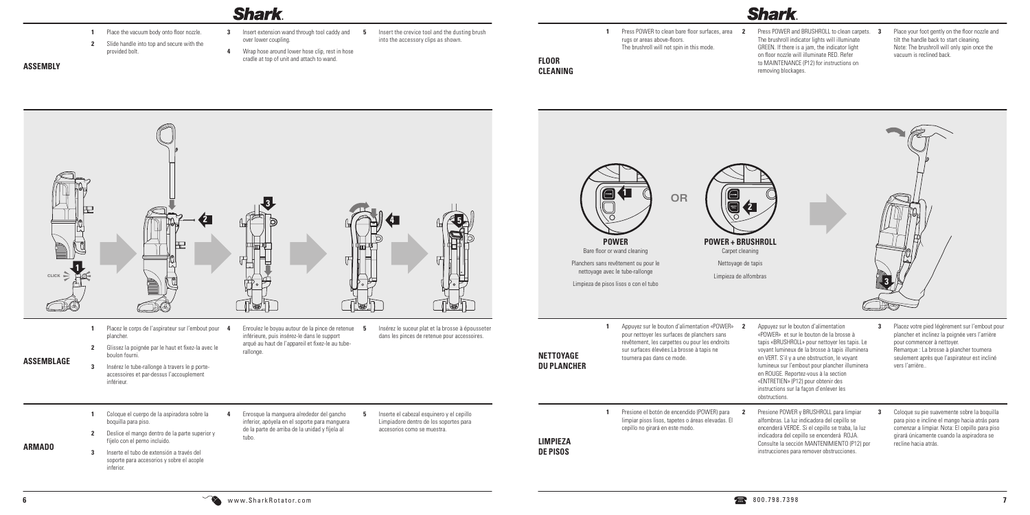## ASSEMBLY

1. Place the vacuum body onto floor nozzle.
2. Slide handle into top and secure with the provided bolt.
3. Insert extension wand through tool caddy and over lower coupling.
4. Wrap hose around lower hose clip, rest in hose cradle at top of unit and attach to wand.
5. Insert the crevice tool and the dusting brush into the accessory clips as shown.

CLICK

## ASSEMBLAGE

1. Placez le corps de l'aspirateur sur l'embout pour plancher.
2. Glissez la poignée par le haut et fixez-la avec le boulon fourni.
3. Insérez le tube-rallonge à travers le p porte-accessoires et par-dessus l'accouplement inférieur.
4. Enroulez le boyau autour de la pince de retenue inférieure, puis insérez-le dans le support arqué au haut de l'appareil et fixez-le au tube-rallonge.
5. Insérez le suceur plat et la brosse à épousseter dans les pinces de retenue pour accessoires.

## ARMADO

1. Coloque el cuerpo de la aspiradora sobre la boquilla para piso.
2. Deslice el mango dentro de la parte superior y fíjelo con el perno incluido.
3. Inserte el tubo de extensión a través del soporte para accesorios y sobre el acople inferior.
4. Enrosque la manguera alrededor del gancho inferior, apóyela en el soporte para manguera de la parte de arriba de la unidad y fíjela al tubo.
5. Inserte el cabezal esquinero y el cepillo Limpiador dentro de los soportes para accesorios como se muestra.

## FLOOR CLEANING

1. Press POWER to clean bare floor surfaces, area rugs or areas above-floors. The brushroll will not spin in this mode.
2. Press POWER and BRUSHROLL to clean carpets. The brushroll indicator lights will illuminate GREEN. If there is a jam, the indicator light on floor nozzle will illuminate RED. Refer to MAINTENANCE (P12) for instructions on removing blockages.
3. Place your foot gently on the floor nozzle and tilt the handle back to start cleaning. Note: The brushroll will only spin once the vacuum is reclined back.

**POWER**
Bare floor or wand cleaning
Planchers sans revêtement ou pour le nettoyage avec le tube-rallonge
Limpieza de pisos lisos o con el tubo

OR

**POWER + BRUSHROLL**
Carpet cleaning
Nettoyage de tapis
Limpieza de alfombras

## NETTOYAGE DU PLANCHER

1. Appuyez sur le bouton d'alimentation «POWER» pour nettoyer les surfaces de planchers sans revêtement, les carpettes ou pour les endroits sur surfaces élevées.La brosse à tapis ne tournera pas dans ce mode.
2. Appuyez sur le bouton d'alimentation «POWER» et sur le bouton de la brosse à tapis «BRUSHROLL» pour nettoyer les tapis. Le voyant lumineux de la brosse à tapis illuminera en VERT. S'il y a une obstruction, le voyant lumineux sur l'embout pour plancher illuminera en ROUGE. Reportez-vous à la section «ENTRETIEN» (P12) pour obtenir des instructions sur la façon d'enlever les obstructions.
3. Placez votre pied légèrement sur l'embout pour plancher et inclinez la poignée vers l'arrière pour commencer à nettoyer. Remarque : La brosse à plancher tournera seulement après que l'aspirateur est incliné vers l'arrière..

## LIMPIEZA DE PISOS

1. Presione el botón de encendido (POWER) para limpiar pisos lisos, tapetes o áreas elevadas. El cepillo no girará en este modo.
2. Presione POWER y BRUSHROLL para limpiar alfombras. La luz indicadora del cepillo se encenderá VERDE. Si el cepillo se traba, la luz indicadora del cepillo se encenderá ROJA. Consulte la sección MANTENIMIENTO (P12) por instrucciones para remover obstrucciones.
3. Coloque su pie suavemente sobre la boquilla para piso e incline el mango hacia atrás para comenzar a limpiar. Nota: El cepillo para piso girará únicamente cuando la aspiradora se recline hacia atrás.

www.SharkRotator.com

800.798.7398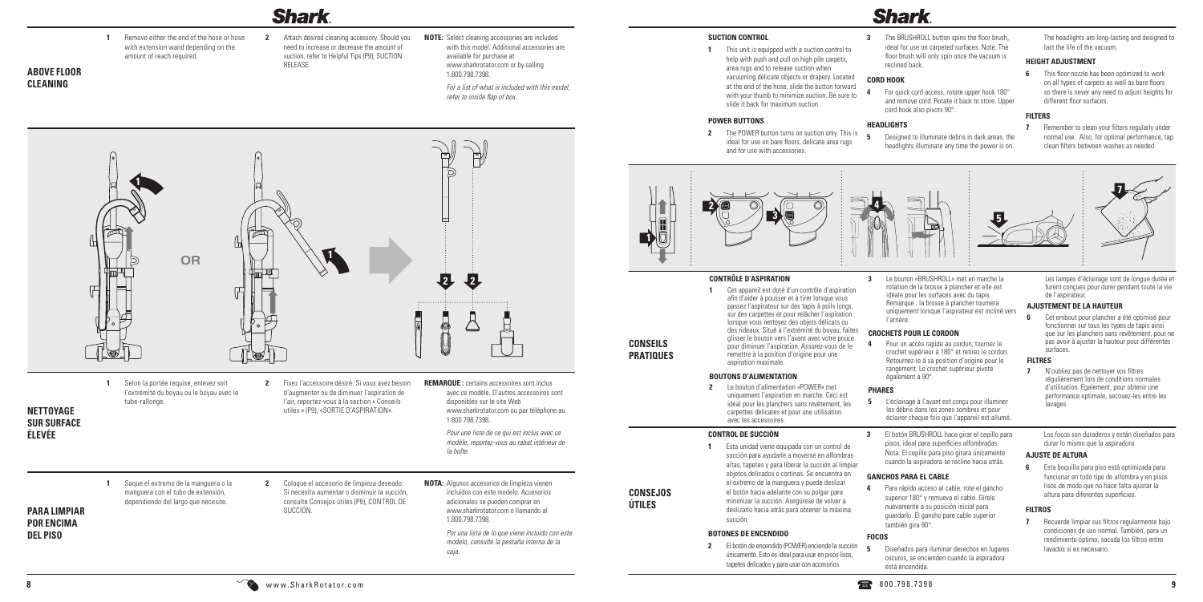## ABOVE FLOOR CLEANING

1 Remove either the end of the hose or hose with extension wand depending on the amount of reach required.

2 Attach desired cleaning accessory. Should you need to increase or decrease the amount of suction, refer to Helpful Tips (P9), SUCTION RELEASE.

**NOTE:** Select cleaning accessories are included with this model. Additional accessories are available for purchase at www.sharkrotator.com or by calling 1.800.798.7398.

*For a list of what is included with this model, refer to inside flap of box.*

OR

## NETTOYAGE SUR SURFACE ÉLEVÉE

1 Selon la portée requise, enlevez soit l'extrémité du boyau ou le boyau avec le tube-rallonge.

2 Fixez l'accessoire désiré. Si vous avez besoin d'augmenter ou de diminuer l'aspiration de l'air, reportez-vous à la section « Conseils utiles » (P9), «SORTIE D'ASPIRATION».

**REMARQUE :** certains accessoires sont inclus avec ce modèle. D'autres accessoires sont disponibles sur le site Web www.sharkrotator.com ou par téléphone au 1.800.798.7398.

*Pour une liste de ce qui est inclus avec ce modèle, reportez-vous au rabat intérieur de la boîte.*

## PARA LIMPIAR POR ENCIMA DEL PISO

1 Saque el extremo de la manguera o la manguera con el tubo de extensión, dependiendo del largo que necesite.

2 Coloque el accesorio de limpieza deseado. Si necesita aumentar o disminuir la succión, consulte Consejos útiles (P9), CONTROL DE SUCCIÓN.

**NOTA:** Algunos accesorios de limpieza vienen incluidos con este modelo. Accesorios adicionales se pueden comprar en www.sharkrotator.com o llamando al 1.800.798.7398.

*Por una lista de lo que viene incluido con este modelo, consulte la pestaña interna de la caja.*

### SUCTION CONTROL

1 This unit is equipped with a suction control to help with push and pull on high pile carpets, area rugs and to release suction when vacuuming delicate objects or drapery. Located at the end of the hose, slide the button forward with your thumb to minimize suction. Be sure to slide it back for maximum suction.

### POWER BUTTONS

2 The POWER button turns on suction only. This is ideal for use on bare floors, delicate area rugs and for use with accessories.

3 The BRUSHROLL button spins the floor brush, ideal for use on carpeted surfaces. Note: The floor brush will only spin once the vacuum is reclined back.

### CORD HOOK

4 For quick cord access, rotate upper hook 180° and remove cord. Rotate it back to store. Upper cord hook also pivots 90°.

### HEADLIGHTS

5 Designed to illuminate debris in dark areas, the headlights illuminate any time the power is on.

The headlights are long-lasting and designed to last the life of the vacuum.

### HEIGHT ADJUSTMENT

6 This floor nozzle has been optimized to work on all types of carpets as well as bare floors so there is never any need to adjust heights for different floor surfaces.

### FILTERS

7 Remember to clean your filters regularly under normal use. Also, for optimal performance, tap clean filters between washes as needed.

## CONSEILS PRATIQUES

### CONTRÔLE D'ASPIRATION

1 Cet appareil est doté d'un contrôle d'aspiration afin d'aider à pousser et à tirer lorsque vous passez l'aspirateur sur des tapis à poils longs, sur des carpettes et pour relâcher l'aspiration lorsque vous nettoyez des objets délicats ou des rideaux. Situé à l'extrémité du boyau, faites glisser le bouton vers l'avant avec votre pouce pour diminuer l'aspiration. Assurez-vous de le remettre à la position d'origine pour une aspiration maximale.

### BOUTONS D'ALIMENTATION

2 Le bouton d'alimentation «POWER» met uniquement l'aspiration en marche. Ceci est idéal pour les planchers sans revêtement, les carpettes délicates et pour une utilisation avec les accessoires.

3 Le bouton «BRUSHROLL» met en marche la rotation de la brosse à plancher et elle est idéale pour les surfaces avec du tapis. Remarque : la brosse à plancher tournera uniquement lorsque l'aspirateur est incliné vers l'arrière.

### CROCHETS POUR LE CORDON

4 Pour un accès rapide au cordon, tournez le crochet supérieur à 180° et retirez le cordon. Retournez-le à sa position d'origine pour le rangement. Le crochet supérieur pivote également à 90°.

### PHARES

5 L'éclairage à l'avant est conçu pour illuminer les débris dans les zones sombres et pour éclairer chaque fois que l'appareil est allumé.

Les lampes d'éclairage sont de longue durée et furent conçues pour durer pendant toute la vie de l'aspirateur.

### AJUSTEMENT DE LA HAUTEUR

6 Cet embout pour plancher a été optimisé pour fonctionner sur tous les types de tapis ainsi que sur les planchers sans revêtement, pour ne pas avoir à ajuster la hauteur pour différentes surfaces.

### FILTRES

7 N'oubliez pas de nettoyer vos filtres régulièrement lors de conditions normales d'utilisation. Également, pour obtenir une performance optimale, secouez-les entre les lavages.

## CONSEJOS ÚTILES

### CONTROL DE SUCCIÓN

1 Esta unidad viene equipada con un control de succión para ayudarle a moverse en alfombras altas, tapetes y para liberar la succión al limpiar objetos delicados o cortinas. Se encuentra en el extremo de la manguera y puede deslizar el botón hacia adelante con su pulgar para minimizar la succión. Asegúrese de volver a deslizarlo hacia atrás para obtener la máxima succión.

### BOTONES DE ENCENDIDO

2 El botón de encendido (POWER) enciende la succión únicamente. Esto es ideal para usar en pisos lisos, tapetes delicados y para usar con accesorios.

3 El botón BRUSHROLL hace girar el cepillo para pisos, ideal para superficies alfombradas. Nota: El cepillo para piso girará únicamente cuando la aspiradora se recline hacia atrás.

### GANCHOS PARA EL CABLE

4 Para rápido acceso al cable, rote el gancho superior 180° y remueva el cable. Gírelo nuevamente a su posición inicial para guardarlo. El gancho para cable superior también gira 90°.

### FOCOS

5 Diseñados para iluminar desechos en lugares oscuros, se encienden cuando la aspiradora está encendida.

Los focos son duraderos y están diseñados para durar lo mismo que la aspiradora.

### AJUSTE DE ALTURA

6 Esta boquilla para piso está optimizada para funcionar en todo tipo de alfombra y en pisos lisos de modo que no hace falta ajustar la altura para diferentes superficies.

### FILTROS

7 Recuerde limpiar sus filtros regularmente bajo condiciones de uso normal. También, para un rendimiento óptimo, sacuda los filtros entre lavados si es necesario.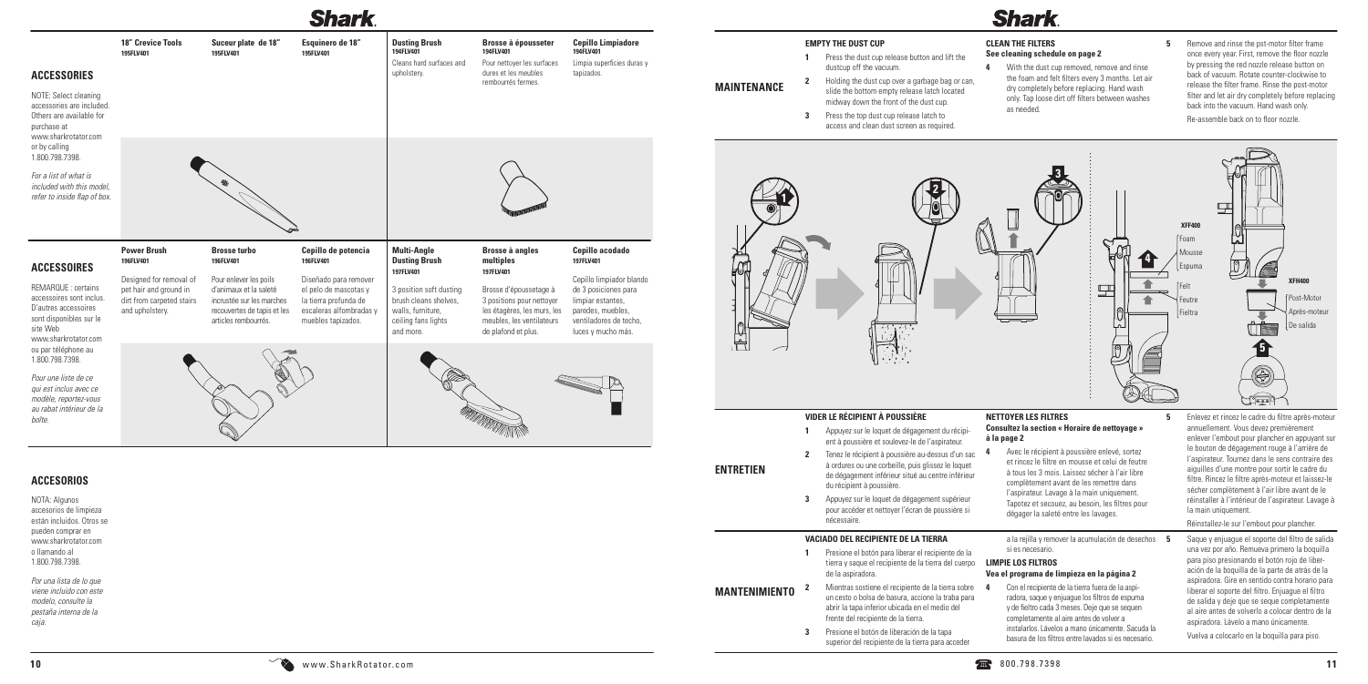## ACCESSORIES

NOTE: Select cleaning accessories are included. Others are available for purchase at www.sharkrotator.com or by calling 1.800.798.7398.

*For a list of what is included with this model, refer to inside flap of box.*

| 18" Crevice Tools 195FL401 | Suceur plate de 18" 195FL401 | Esquinero de 18" 195FL401 | Dusting Brush 194FL401 | Brosse à épousseter 194FL401 | Cepillo Limpiadore 194FL401 |
|---|---|---|---|---|---|
| | | | Cleans hard surfaces and upholstery. | Pour nettoyer les surfaces dures et les meubles rembourrés fermes. | Limpia superficies duras y tapizados. |

## ACCESSOIRES

REMARQUE : certains accessoires sont inclus. D'autres accessoires sont disponibles sur le site Web www.sharkrotator.com ou par téléphone au 1.800.798.7398.

*Pour une liste de ce qui est inclus avec ce modèle, reportez-vous au rabat intérieur de la boîte.*

| Power Brush 196FL401 | Brosse turbo 196FL401 | Cepillo de potencia 196FL401 | Multi-Angle Dusting Brush 197FL401 | Brosse à angles multiples 197FL401 | Cepillo acodado 197FL401 |
|---|---|---|---|---|---|
| Designed for removal of pet hair and ground in dirt from carpeted stairs and upholstery. | Pour enlever les poils d'animaux et la saleté incrustée sur les marches recouvertes de tapis et les articles rembourrés. | Diseñado para remover el pelo de mascotas y la tierra profunda de escaleras alfombradas y muebles tapizados. | 3 position soft dusting brush cleans shelves, walls, furniture, ceiling fans lights and more. | Brosse d'époussetage à 3 positions pour nettoyer les étagères, les murs, les meubles, les ventilateurs de plafond et plus. | Cepillo limpiador blando de 3 posiciones para limpiar estantes, paredes, muebles, ventiladores de techo, luces y mucho más. |

## ACCESORIOS

NOTA: Algunos accesorios de limpieza están incluidos. Otros se pueden comprar en www.sharkrotator.com o llamando al 1.800.798.7398.

*Por una lista de lo que viene incluido con este modelo, consulte la pestaña interna de la caja.*

## MAINTENANCE

### EMPTY THE DUST CUP

1. Press the dust cup release button and lift the dustcup off the vacuum.
2. Holding the dust cup over a garbage bag or can, slide the bottom empty release latch located midway down the front of the dust cup.
3. Press the top dust cup release latch to access and clean dust screen as required.

### CLEAN THE FILTERS
**See cleaning schedule on page 2**

4. With the dust cup removed, remove and rinse the foam and felt filters every 3 months. Let air dry completely before replacing. Hand wash only. Tap loose dirt off filters between washes as needed.
5. Remove and rinse the pst-motor filter frame once every year. First, remove the floor nozzle by pressing the red nozzle release button on back of vacuum. Rotate counter-clockwise to release the filter frame. Rinse the post-motor filter and let air dry completely before replacing back into the vacuum. Hand wash only.

Re-assemble back on to floor nozzle.

XFF400: Foam / Mousse / Espuma; Felt / Feutre / Fieltra

XFH400: Post-Motor / Après-moteur / De salida

## ENTRETIEN

### VIDER LE RÉCIPIENT À POUSSIÈRE

1. Appuyez sur le loquet de dégagement du récipient à poussière et soulevez-le de l'aspirateur.
2. Tenez le récipient à poussière au-dessus d'un sac à ordures ou une corbeille, puis glissez le loquet de dégagement inférieur situé au centre inférieur du récipient à poussière.
3. Appuyez sur le loquet de dégagement supérieur pour accéder et nettoyer l'écran de poussière si nécessaire.

### NETTOYER LES FILTRES
**Consultez la section « Horaire de nettoyage » à la page 2**

4. Avec le récipient à poussière enlevé, sortez et rincez le filtre en mousse et celui de feutre à tous les 3 mois. Laissez sécher à l'air libre complètement avant de les remettre dans l'aspirateur. Lavage à la main uniquement. Tapotez et secouez, au besoin, les filtres pour dégager la saleté entre les lavages.
5. Enlevez et rincez le cadre du filtre après-moteur annuellement. Vous devez premièrement enlever l'embout pour plancher en appuyant sur le bouton de dégagement rouge à l'arrière de l'aspirateur. Tournez dans le sens contraire des aiguilles d'une montre pour sortir le cadre du filtre. Rincez le filtre après-moteur et laissez-le sécher complètement à l'air libre avant de le réinstaller à l'intérieur de l'aspirateur. Lavage à la main uniquement.

Réinstallez-le sur l'embout pour plancher.

## MANTENIMIENTO

### VACIADO DEL RECIPIENTE DE LA TIERRA

1. Presione el botón para liberar el recipiente de la tierra y saque el recipiente de la tierra del cuerpo de la aspiradora.
2. Mientras sostiene el recipiente de la tierra sobre un cesto o bolsa de basura, accione la traba para abrir la tapa inferior ubicada en el medio del frente del recipiente de la tierra.
3. Presione el botón de liberación de la tapa superior del recipiente de la tierra para acceder a la rejilla y remover la acumulación de desechos si es necesario.

### LIMPIE LOS FILTROS
**Vea el programa de limpieza en la página 2**

4. Con el recipiente de la tierra fuera de la aspiradora, saque y enjuague los filtros de espuma y de fieltro cada 3 meses. Deje que se sequen completamente al aire antes de volver a instalarlos. Lávelos a mano únicamente. Sacuda la basura de los filtros entre lavados si es necesario.
5. Saque y enjuague el soporte del filtro de salida una vez por año. Remueva primero la boquilla para piso presionando el botón rojo de liberación de la boquilla de la parte de atrás de la aspiradora. Gire en sentido contra horario para liberar el soporte del filtro. Enjuague el filtro de salida y deje que se seque completamente al aire antes de volverlo a colocar dentro de la aspiradora. Lávelo a mano únicamente.

Vuelva a colocarlo en la boquilla para piso.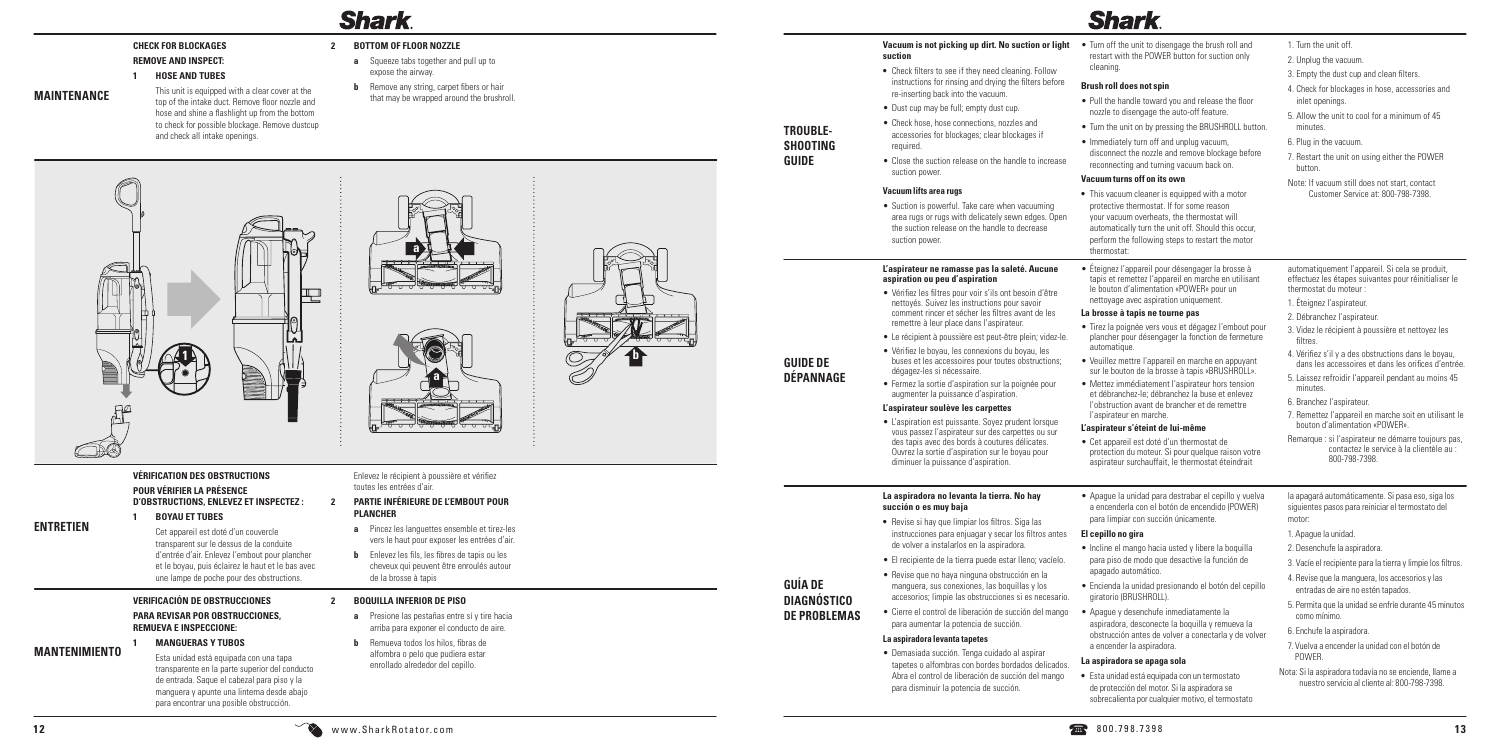# MAINTENANCE

## CHECK FOR BLOCKAGES

### REMOVE AND INSPECT:

**1 HOSE AND TUBES**

This unit is equipped with a clear cover at the top of the intake duct. Remove floor nozzle and hose and shine a flashlight up from the bottom to check for possible blockage. Remove dustcup and check all intake openings.

**2 BOTTOM OF FLOOR NOZZLE**

**a** Squeeze tabs together and pull up to expose the airway.

**b** Remove any string, carpet fibers or hair that may be wrapped around the brushroll.

# ENTRETIEN

## VÉRIFICATION DES OBSTRUCTIONS

### POUR VÉRIFIER LA PRÉSENCE D'OBSTRUCTIONS, ENLEVEZ ET INSPECTEZ :

**1 BOYAU ET TUBES**

Cet appareil est doté d'un couvercle transparent sur le dessus de la conduite d'entrée d'air. Enlevez l'embout pour plancher et le boyau, puis éclairez le haut et le bas avec une lampe de poche pour des obstructions. Enlevez le récipient à poussière et vérifiez toutes les entrées d'air.

**2 PARTIE INFÉRIEURE DE L'EMBOUT POUR PLANCHER**

**a** Pincez les languettes ensemble et tirez-les vers le haut pour exposer les entrées d'air.

**b** Enlevez les fils, les fibres de tapis ou les cheveux qui peuvent être enroulés autour de la brosse à tapis

# MANTENIMIENTO

## VERIFICACIÓN DE OBSTRUCCIONES

### PARA REVISAR POR OBSTRUCCIONES, REMUEVA E INSPECCIONE:

**1 MANGUERAS Y TUBOS**

Esta unidad está equipada con una tapa transparente en la parte superior del conducto de entrada. Saque el cabezal para piso y la manguera y apunte una linterna desde abajo para encontrar una posible obstrucción.

**2 BOQUILLA INFERIOR DE PISO**

**a** Presione las pestañas entre sí y tire hacia arriba para exponer el conducto de aire.

**b** Remueva todos los hilos, fibras de alfombra o pelo que pudiera estar enrollado alrededor del cepillo.

# TROUBLESHOOTING GUIDE

### Vacuum is not picking up dirt. No suction or light suction

- Check filters to see if they need cleaning. Follow instructions for rinsing and drying the filters before re-inserting back into the vacuum.
- Dust cup may be full; empty dust cup.
- Check hose, hose connections, nozzles and accessories for blockages; clear blockages if required.
- Close the suction release on the handle to increase suction power.

### Vacuum lifts area rugs

- Suction is powerful. Take care when vacuuming area rugs or rugs with delicately sewn edges. Open the suction release on the handle to decrease suction power.
- Turn off the unit to disengage the brush roll and restart with the POWER button for suction only cleaning.

### Brush roll does not spin

- Pull the handle toward you and release the floor nozzle to disengage the auto-off feature.
- Turn the unit on by pressing the BRUSHROLL button.
- Immediately turn off and unplug vacuum, disconnect the nozzle and remove blockage before reconnecting and turning vacuum back on.

### Vacuum turns off on its own

- This vacuum cleaner is equipped with a motor protective thermostat. If for some reason your vacuum overheats, the thermostat will automatically turn the unit off. Should this occur, perform the following steps to restart the motor thermostat:

1. Turn the unit off.
2. Unplug the vacuum.
3. Empty the dust cup and clean filters.
4. Check for blockages in hose, accessories and inlet openings.
5. Allow the unit to cool for a minimum of 45 minutes.
6. Plug in the vacuum.
7. Restart the unit on using either the POWER button.

Note: If vacuum still does not start, contact Customer Service at: 800-798-7398.

# GUIDE DE DÉPANNAGE

### L'aspirateur ne ramasse pas la saleté. Aucune aspiration ou peu d'aspiration

- Vérifiez les filtres pour voir s'ils ont besoin d'être nettoyés. Suivez les instructions pour savoir comment rincer et sécher les filtres avant de les remettre à leur place dans l'aspirateur.
- Le récipient à poussière est peut-être plein; videz-le.
- Vérifiez le boyau, les connexions du boyau, les buses et les accessoires pour toutes obstructions; dégagez-les si nécessaire.
- Fermez la sortie d'aspiration sur la poignée pour augmenter la puissance d'aspiration.

### L'aspirateur soulève les carpettes

- L'aspiration est puissante. Soyez prudent lorsque vous passez l'aspirateur sur des carpettes ou sur des tapis avec des bords à coutures délicates. Ouvrez la sortie d'aspiration sur le boyau pour diminuer la puissance d'aspiration.
- Éteignez l'appareil pour désengager la brosse à tapis et remettez l'appareil en marche en utilisant le bouton d'alimentation «POWER» pour un nettoyage avec aspiration uniquement.

### La brosse à tapis ne tourne pas

- Tirez la poignée vers vous et dégagez l'embout pour plancher pour désengager la fonction de fermeture automatique.
- Veuillez mettre l'appareil en marche en appuyant sur le bouton de la brosse à tapis «BRUSHROLL».
- Mettez immédiatement l'aspirateur hors tension et débranchez-le; débranchez la buse et enlevez l'obstruction avant de brancher et de remettre l'aspirateur en marche.

### L'aspirateur s'éteint de lui-même

- Cet appareil est doté d'un thermostat de protection du moteur. Si pour quelque raison votre aspirateur surchauffait, le thermostat éteindrait automatiquement l'appareil. Si cela se produit, effectuez les étapes suivantes pour réinitialiser le thermostat du moteur :

1. Éteignez l'aspirateur.
2. Débranchez l'aspirateur.
3. Videz le récipient à poussière et nettoyez les filtres.
4. Vérifiez s'il y a des obstructions dans le boyau, dans les accessoires et dans les orifices d'entrée.
5. Laissez refroidir l'appareil pendant au moins 45 minutes.
6. Branchez l'aspirateur.
7. Remettez l'appareil en marche soit en utilisant le bouton d'alimentation «POWER».

Remarque : si l'aspirateur ne démarre toujours pas, contactez le service à la clientèle au : 800-798-7398.

# GUÍA DE DIAGNÓSTICO DE PROBLEMAS

### La aspiradora no levanta la tierra. No hay succión o es muy baja

- Revise si hay que limpiar los filtros. Siga las instrucciones para enjuagar y secar los filtros antes de volver a instalarlos en la aspiradora.
- El recipiente de la tierra puede estar lleno; vacíelo.
- Revise que no haya ninguna obstrucción en la manguera, sus conexiones, las boquillas y los accesorios; limpie las obstrucciones si es necesario.
- Cierre el control de liberación de succión del mango para aumentar la potencia de succión.

### La aspiradora levanta tapetes

- Demasiada succión. Tenga cuidado al aspirar tapetes o alfombras con bordes bordados delicados. Abra el control de liberación de succión del mango para disminuir la potencia de succión.
- Apague la unidad para destrabar el cepillo y vuelva a encenderla con el botón de encendido (POWER) para limpiar con succión únicamente.

### El cepillo no gira

- Incline el mango hacia usted y libere la boquilla para piso de modo que desactive la función de apagado automático.
- Encienda la unidad presionando el botón del cepillo giratorio (BRUSHROLL).
- Apague y desenchufe inmediatamente la aspiradora, desconecte la boquilla y remueva la obstrucción antes de volver a conectarla y de volver a encender la aspiradora.

### La aspiradora se apaga sola

- Esta unidad está equipada con un termostato de protección del motor. Si la aspiradora se sobrecalienta por cualquier motivo, el termostato la apagará automáticamente. Si pasa eso, siga los siguientes pasos para reiniciar el termostato del motor:

1. Apague la unidad.
2. Desenchufe la aspiradora.
3. Vacíe el recipiente para la tierra y limpie los filtros.
4. Revise que la manguera, los accesorios y las entradas de aire no estén tapados.
5. Permita que la unidad se enfríe durante 45 minutos como mínimo.
6. Enchufe la aspiradora.
7. Vuelva a encender la unidad con el botón de POWER.

Nota: Si la aspiradora todavía no se enciende, llame a nuestro servicio al cliente al: 800-798-7398.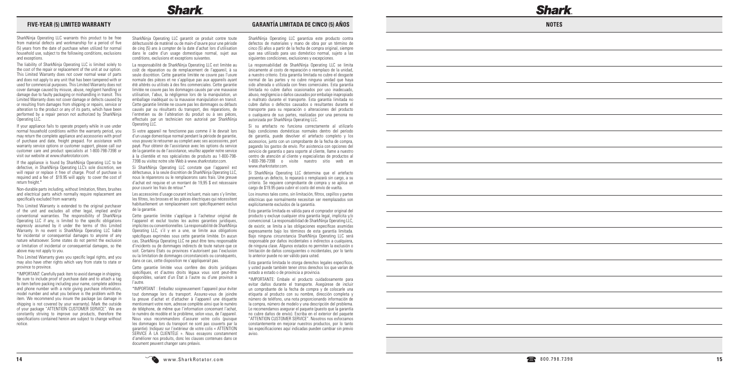## FIVE-YEAR (5) LIMITED WARRANTY

SharkNinja Operating LLC warrants this product to be free from material defects and workmanship for a period of five (5) years from the date of purchase when utilized for normal household use, subject to the following conditions, exclusions and exceptions.

The liability of SharkNinja Operating LLC is limited solely to the cost of the repair or replacement of the unit at our option. This Limited Warranty does not cover normal wear of parts and does not apply to any unit that has been tampered with or used for commercial purposes. This Limited Warranty does not cover damage caused by misuse, abuse, negligent handling or damage due to faulty packaging or mishandling in transit. This Limited Warranty does not cover damage or defects caused by or resulting from damages from shipping or repairs, service or alteration to the product or any of its parts, which have been performed by a repair person not authorized by SharkNinja Operating LLC.

If your appliance fails to operate properly while in use under normal household conditions within the warranty period, you may return the complete appliance and accessories with proof of purchase and date, freight prepaid. For assistance with warranty service options or customer support, please call our customer care and product specialists at 1-800-798-7398 or visit our website at www.sharkrotator.com.

If the appliance is found by SharkNinja Operating LLC to be defective, in SharkNinja Operating LLC's sole discretion, we will repair or replace it free of charge. Proof of purchase is required and a fee of $19.95 will apply to cover the cost of return freight.*

Non-durable parts including, without limitation, filters, brushes and electrical parts which normally require replacement are specifically excluded from warranty.

This Limited Warranty is extended to the original purchaser of the unit and excludes all other legal, implied and/or conventional warranties. The responsibility of SharkNinja Operating LLC if any, is limited to the specific obligations expressly assumed by it under the terms of this Limited Warranty. In no event is SharkNinja Operating LLC liable for incidental or consequential damages to anyone of any nature whatsoever. Some states do not permit the exclusion or limitation of incidental or consequential damages, so the above may not apply to you.

This Limited Warranty gives you specific legal rights, and you may also have other rights which vary from state to state or province to province.

*IMPORTANT: Carefully pack item to avoid damage in shipping. Be sure to include proof of purchase date and to attach a tag to item before packing including your name, complete address and phone number with a note giving purchase information, model number and what you believe is the problem with the item. We recommend you insure the package (as damage in shipping is not covered by your warranty). Mark the outside of your package "ATTENTION CUSTOMER SERVICE". We are constantly striving to improve our products, therefore the specifications contained herein are subject to change without notice.

SharkNinja Operating LLC garantit ce produit contre toute défectuosité de matériel ou de main-d'œuvre pour une période de cinq (5) ans à compter de la date d'achat lors d'utilisation dans le cadre d'un usage domestique normal, sujet aux conditions, exclusions et exceptions suivantes.

La responsabilité de SharkNinja Operating LLC est limitée au coût de réparation ou de remplacement de l'appareil, à sa seule discrétion. Cette garantie limitée ne couvre pas l'usure normale des pièces et ne s'applique pas aux appareils ayant été altérés ou utilisés à des fins commerciales. Cette garantie limitée ne couvre pas les dommages causés par une mauvaise utilisation, l'abus, la négligence lors de la manipulation, un emballage inadéquat ou la mauvaise manipulation en transit. Cette garantie limitée ne couvre pas les dommages ou défauts causés par ou résultants du transport, des réparations, de l'entretien ou de l'altération du produit ou à ses pièces, effectués par un technicien non autorisé par SharkNinja Operating LLC.

Si votre appareil ne fonctionne pas comme il le devrait lors d'un usage domestique normal pendant la période de garantie, vous pouvez le retourner au complet avec ses accessoires, port payé. Pour obtenir de l'assistance avec les options du service de la garantie ou de l'assistance, veuillez appeler notre service à la clientèle et nos spécialistes de produits au 1-800-798-7398 ou visitez notre site Web à www.sharkrotator.com.

Si SharkNinja Operating LLC constate que l'appareil est défectueux, à la seule discrétion de SharkNinja Operating LLC, nous le réparerons ou le remplacerons sans frais. Une preuve d'achat est requise et un montant de 19,95 $ est nécessaire pour couvrir les frais de retour.*

Les accessoires d'usage courant incluant, mais sans s'y limiter, les filtres, les brosses et les pièces électriques qui nécessitent habituellement un remplacement sont spécifiquement exclus de la garantie.

Cette garantie limitée s'applique à l'acheteur original de l'appareil et exclut toutes les autres garanties juridiques, implicites ou conventionnelles. La responsabilité de SharkNinja Operating LLC, s'il y en a une, se limite aux obligations spécifiques exprimées sous cette garantie limitée. En aucun cas, SharkNinja Operating LLC ne peut être tenu responsable d'incidents ou de dommages indirects de toute nature que ce soit. Certains États ou provinces n'autorisent pas l'exclusion ou la limitation de dommages circonstanciels ou conséquents, dans ce cas, cette disposition ne s'appliquerait pas.

Cette garantie limitée vous confère des droits juridiques spécifiques, et d'autres droits légaux vous sont peut-être disponibles, variant d'un État à l'autre ou d'une province à l'autre.

*IMPORTANT : Emballez soigneusement l'appareil pour éviter tout dommage lors du transport. Assurez-vous de joindre la preuve d'achat et d'attacher à l'appareil une étiquette mentionnant votre nom, adresse complète ainsi que le numéro de téléphone, de même que l'information concernant l'achat, le numéro de modèle et le problème, selon vous, de l'appareil. Nous vous recommandons d'assurer votre colis (puisque les dommages lors du transport ne sont pas couverts par la garantie). Indiquez sur l'extérieur de votre colis « ATTENTION SERVICE À LA CLIENTÈLE ». Nous essayons constamment d'améliorer nos produits, donc les clauses contenues dans ce document peuvent changer sans préavis.

## GARANTÍA LIMITADA DE CINCO (5) AÑOS

SharkNinja Operating LLC garantiza este producto contra defectos de materiales y mano de obra por un término de cinco (5) años a partir de la fecha de compra original, siempre que sea utilizado para uso doméstico normal, sujeto a las siguientes condiciones, exclusiones y excepciones.

La responsabilidad de SharkNinja Operating LLC se limita únicamente al costo de reparación o reemplazo de la unidad, a nuestro criterio. Esta garantía limitada no cubre el desgaste normal de las partes y no cubre ninguna unidad que haya sido alterada o utilizada con fines comerciales. Esta garantía limitada no cubre daños ocasionados por uso inadecuado, abuso, negligencia o daños causados por embalaje inapropiado o maltrato durante el transporte. Esta garantía limitada no cubre daños o defectos causados o resultantes durante el transporte para su reparación o alteraciones del producto o cualquiera de sus partes, realizadas por una persona no autorizada por SharkNinja Operating LLC.

Si su artefacto no funciona correctamente al utilizarlo bajo condiciones domésticas normales dentro del período de garantía, puede devolver el artefacto completo y los accesorios, junto con un comprobante de la fecha de compra, pagando los gastos de envío. Por asistencia con opciones del servicio de garantía o para soporte al cliente, llame a nuestro centro de atención al cliente y especialistas de productos al 1-800-798-7398 o visite nuestro sitio web en www.sharkrotator.com.

Si SharkNinja Operating LLC determina que el artefacto presenta un defecto, lo reparará o remplazará sin cargo, a su criterio. Se requiere comprobante de compra y se aplica un cargo de $19.95 para cubrir el costo del envío de vuelta.

Los insumos tales como, sin limitación, filtros, cepillos y partes eléctricas que normalmente necesitan ser reemplazados son explícitamente excluidos de la garantía.

Esta garantía limitada es válida para el comprador original del producto y excluye cualquier otra garantía legal, implícita y/o convencional. La responsabilidad de SharkNinja Operating LLC, de existir, se limita a las obligaciones específicas asumidas expresamente bajo los términos de esta garantía limitada. Bajo ninguna circunstancia SharkNinja Operating LLC será responsable por daños incidentales o indirectos a cualquiera, de ninguna clase. Algunos estados no permiten la exclusión o limitación de daños consiguientes o incidentales, por lo tanto lo anterior puede no ser válido para usted.

Esta garantía limitada le otorga derechos legales específicos, y usted puede también tener otros derechos los que varían de estado a estado o de provincia a provincia.

*IMPORTANTE: Embale el producto cuidadosamente para evitar daños durante el transporte. Asegúrese de incluir un comprobante de la fecha de compra y de colocarle una etiqueta al producto con su nombre, dirección completa y número de teléfono, una nota proporcionando información de la compra, número de modelo y una descripción del problema. Le recomendamos asegurar el paquete (puesto que la garantía no cubre daños de envío). Escriba en el exterior del paquete "ATTENTION CUSTOMER SERVICE". Nosotros nos esforzamos constantemente en mejorar nuestros productos, por lo tanto las especificaciones aquí indicadas pueden cambiar sin previo aviso.

## NOTES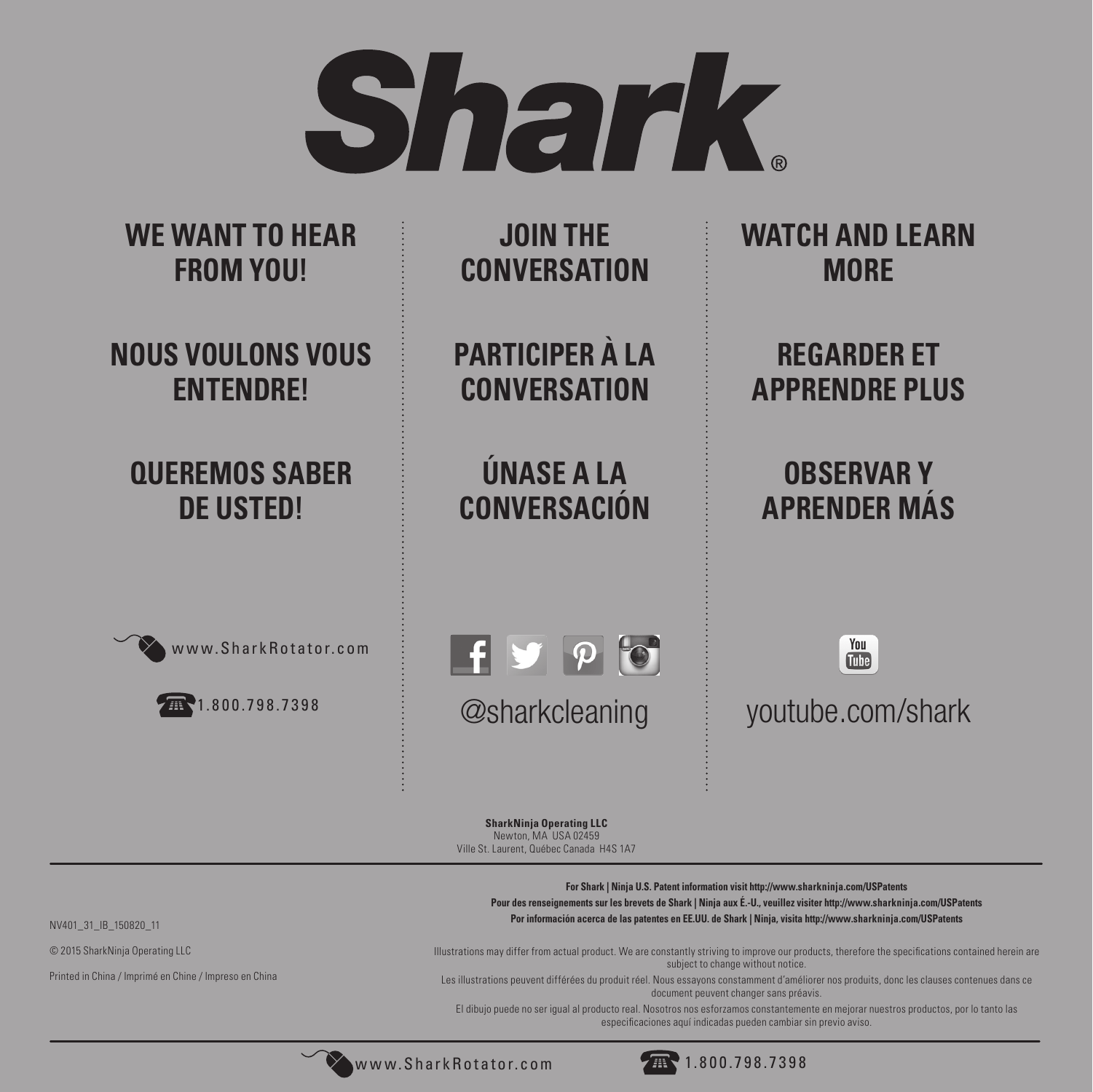# Shark®

## WE WANT TO HEAR FROM YOU!

## NOUS VOULONS VOUS ENTENDRE!

## QUEREMOS SABER DE USTED!

www.SharkRotator.com

1.800.798.7398

## JOIN THE CONVERSATION

## PARTICIPER À LA CONVERSATION

## ÚNASE A LA CONVERSACIÓN

@sharkcleaning

## WATCH AND LEARN MORE

## REGARDER ET APPRENDRE PLUS

## OBSERVAR Y APRENDER MÁS

youtube.com/shark

**SharkNinja Operating LLC**
Newton, MA USA 02459
Ville St. Laurent, Québec Canada H4S 1A7

**For Shark | Ninja U.S. Patent information visit http://www.sharkninja.com/USPatents**
**Pour des renseignements sur les brevets de Shark | Ninja aux É.-U., veuillez visiter http://www.sharkninja.com/USPatents**
**Por información acerca de las patentes en EE.UU. de Shark | Ninja, visita http://www.sharkninja.com/USPatents**

NV401_31_IB_150820_11

© 2015 SharkNinja Operating LLC

Printed in China / Imprimé en Chine / Impreso en China

Illustrations may differ from actual product. We are constantly striving to improve our products, therefore the specifications contained herein are subject to change without notice.

Les illustrations peuvent différées du produit réel. Nous essayons constamment d'améliorer nos produits, donc les clauses contenues dans ce document peuvent changer sans préavis.

El dibujo puede no ser igual al producto real. Nosotros nos esforzamos constantemente en mejorar nuestros productos, por lo tanto las especificaciones aquí indicadas pueden cambiar sin previo aviso.

www.SharkRotator.com 1.800.798.7398